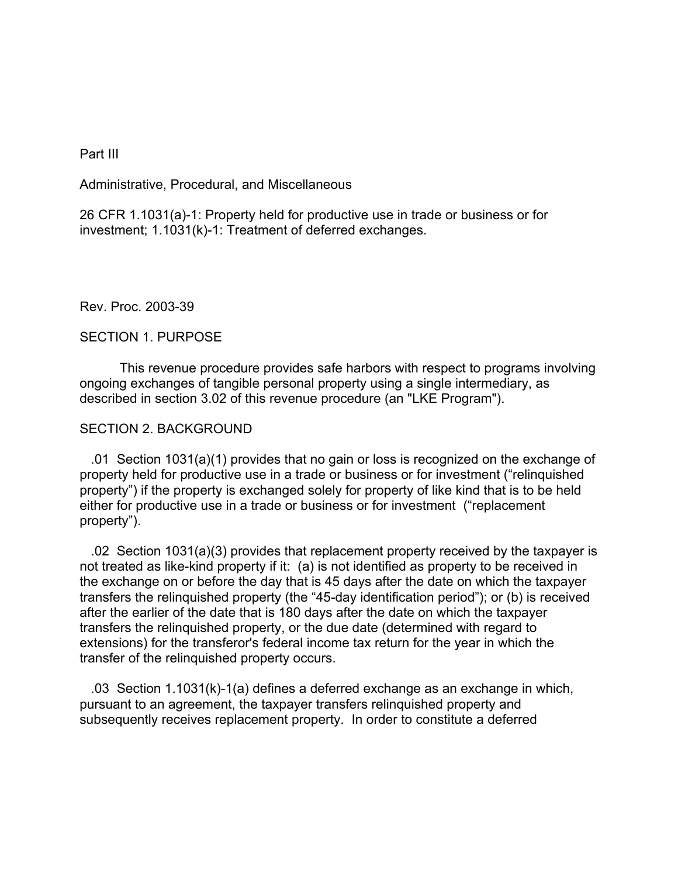Part III

Administrative, Procedural, and Miscellaneous

26 CFR 1.1031(a)-1: Property held for productive use in trade or business or for investment; 1.1031(k)-1: Treatment of deferred exchanges.

Rev. Proc. 2003-39

## SECTION 1. PURPOSE

This revenue procedure provides safe harbors with respect to programs involving ongoing exchanges of tangible personal property using a single intermediary, as described in section 3.02 of this revenue procedure (an "LKE Program").

## SECTION 2. BACKGROUND

.01 Section 1031(a)(1) provides that no gain or loss is recognized on the exchange of property held for productive use in a trade or business or for investment ("relinquished property") if the property is exchanged solely for property of like kind that is to be held either for productive use in a trade or business or for investment ("replacement property").

.02 Section 1031(a)(3) provides that replacement property received by the taxpayer is not treated as like-kind property if it: (a) is not identified as property to be received in the exchange on or before the day that is 45 days after the date on which the taxpayer transfers the relinquished property (the "45-day identification period"); or (b) is received after the earlier of the date that is 180 days after the date on which the taxpayer transfers the relinquished property, or the due date (determined with regard to extensions) for the transferor's federal income tax return for the year in which the transfer of the relinquished property occurs.

.03 Section 1.1031(k)-1(a) defines a deferred exchange as an exchange in which, pursuant to an agreement, the taxpayer transfers relinquished property and subsequently receives replacement property. In order to constitute a deferred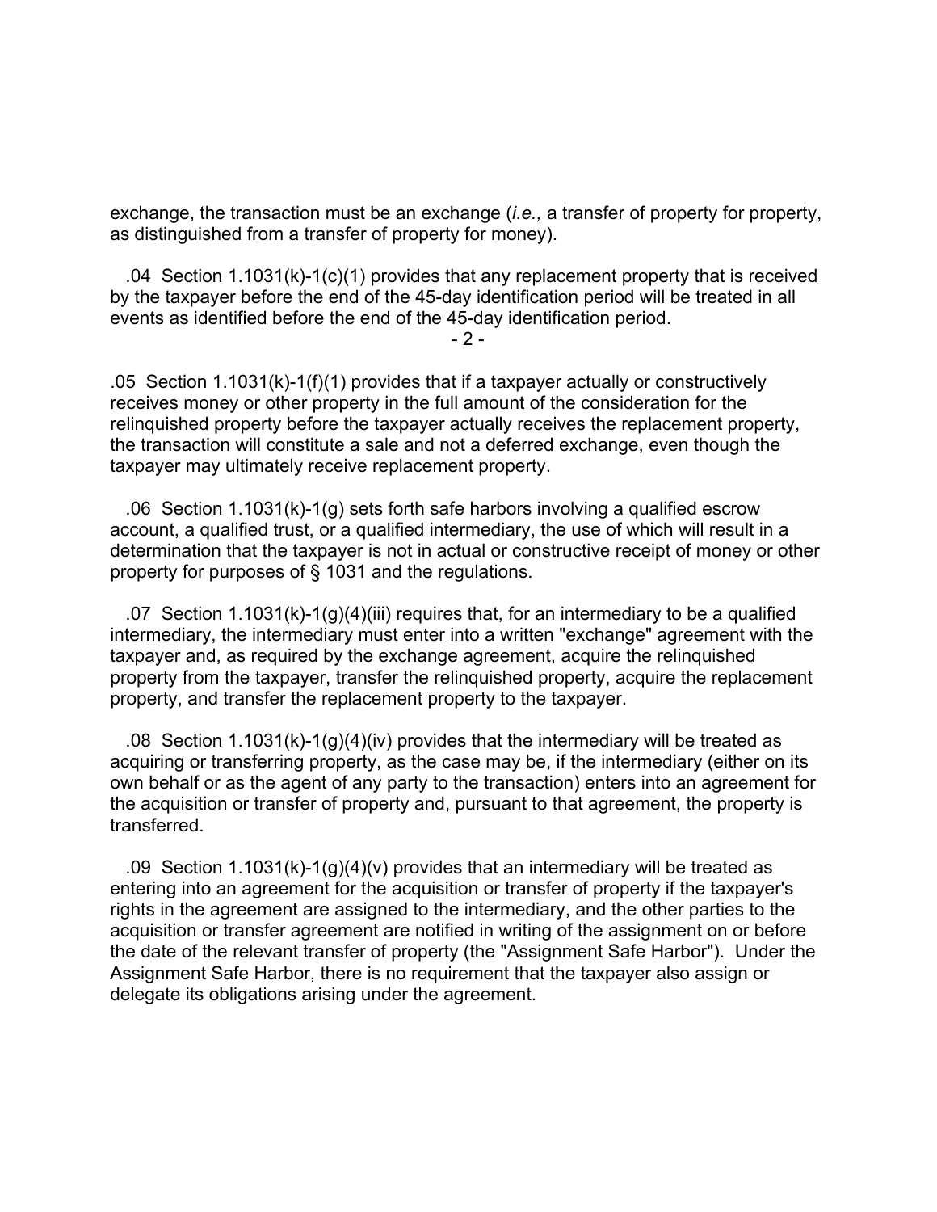exchange, the transaction must be an exchange (*i.e.,* a transfer of property for property, as distinguished from a transfer of property for money).

.04 Section 1.1031(k)-1(c)(1) provides that any replacement property that is received by the taxpayer before the end of the 45-day identification period will be treated in all events as identified before the end of the 45-day identification period.

.05 Section 1.1031(k)-1(f)(1) provides that if a taxpayer actually or constructively receives money or other property in the full amount of the consideration for the relinquished property before the taxpayer actually receives the replacement property, the transaction will constitute a sale and not a deferred exchange, even though the taxpayer may ultimately receive replacement property.

.06 Section 1.1031(k)-1(g) sets forth safe harbors involving a qualified escrow account, a qualified trust, or a qualified intermediary, the use of which will result in a determination that the taxpayer is not in actual or constructive receipt of money or other property for purposes of § 1031 and the regulations.

.07 Section 1.1031(k)-1(g)(4)(iii) requires that, for an intermediary to be a qualified intermediary, the intermediary must enter into a written "exchange" agreement with the taxpayer and, as required by the exchange agreement, acquire the relinquished property from the taxpayer, transfer the relinquished property, acquire the replacement property, and transfer the replacement property to the taxpayer.

.08 Section 1.1031(k)-1(g)(4)(iv) provides that the intermediary will be treated as acquiring or transferring property, as the case may be, if the intermediary (either on its own behalf or as the agent of any party to the transaction) enters into an agreement for the acquisition or transfer of property and, pursuant to that agreement, the property is transferred.

.09 Section 1.1031(k)-1(g)(4)(v) provides that an intermediary will be treated as entering into an agreement for the acquisition or transfer of property if the taxpayer's rights in the agreement are assigned to the intermediary, and the other parties to the acquisition or transfer agreement are notified in writing of the assignment on or before the date of the relevant transfer of property (the "Assignment Safe Harbor"). Under the Assignment Safe Harbor, there is no requirement that the taxpayer also assign or delegate its obligations arising under the agreement.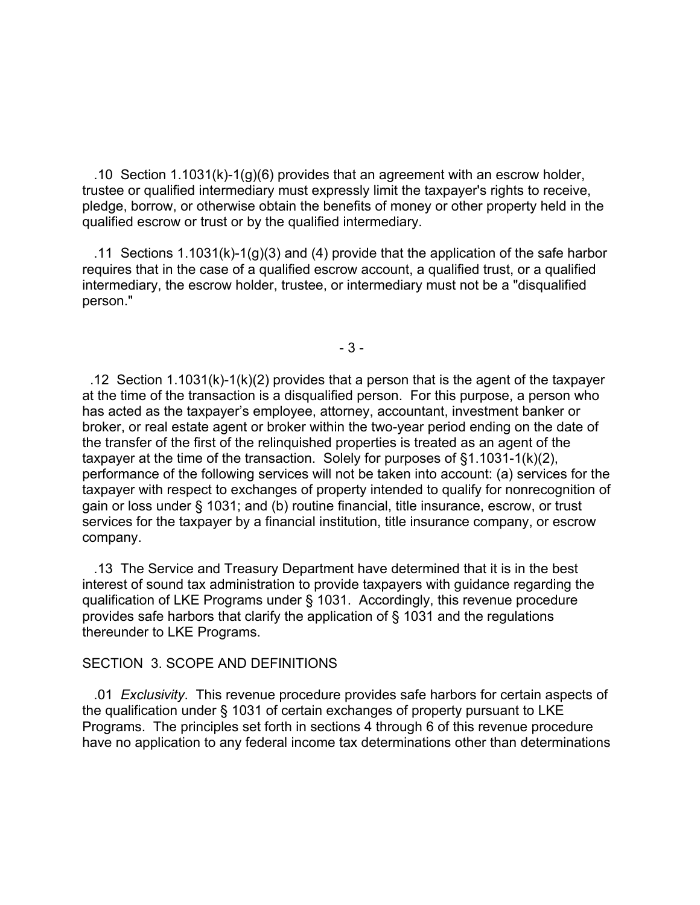.10 Section 1.1031(k)-1(g)(6) provides that an agreement with an escrow holder, trustee or qualified intermediary must expressly limit the taxpayer's rights to receive, pledge, borrow, or otherwise obtain the benefits of money or other property held in the qualified escrow or trust or by the qualified intermediary.

.11 Sections 1.1031(k)-1(g)(3) and (4) provide that the application of the safe harbor requires that in the case of a qualified escrow account, a qualified trust, or a qualified intermediary, the escrow holder, trustee, or intermediary must not be a "disqualified person."

.12 Section 1.1031(k)-1(k)(2) provides that a person that is the agent of the taxpayer at the time of the transaction is a disqualified person. For this purpose, a person who has acted as the taxpayer's employee, attorney, accountant, investment banker or broker, or real estate agent or broker within the two-year period ending on the date of the transfer of the first of the relinquished properties is treated as an agent of the taxpayer at the time of the transaction. Solely for purposes of §1.1031-1(k)(2), performance of the following services will not be taken into account: (a) services for the taxpayer with respect to exchanges of property intended to qualify for nonrecognition of gain or loss under § 1031; and (b) routine financial, title insurance, escrow, or trust services for the taxpayer by a financial institution, title insurance company, or escrow company.

.13 The Service and Treasury Department have determined that it is in the best interest of sound tax administration to provide taxpayers with guidance regarding the qualification of LKE Programs under § 1031. Accordingly, this revenue procedure provides safe harbors that clarify the application of § 1031 and the regulations thereunder to LKE Programs.

SECTION 3. SCOPE AND DEFINITIONS

.01 *Exclusivity*. This revenue procedure provides safe harbors for certain aspects of the qualification under § 1031 of certain exchanges of property pursuant to LKE Programs. The principles set forth in sections 4 through 6 of this revenue procedure have no application to any federal income tax determinations other than determinations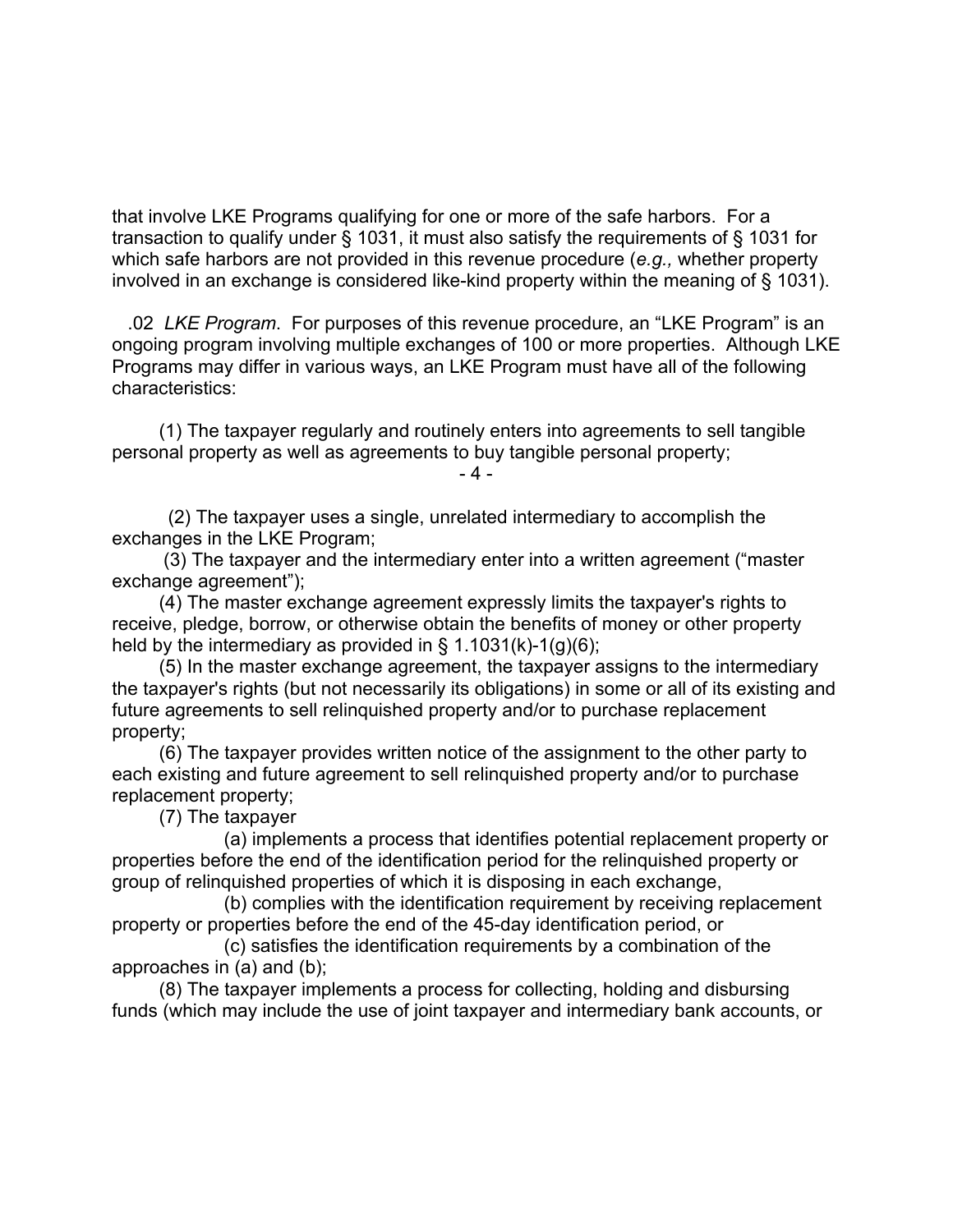that involve LKE Programs qualifying for one or more of the safe harbors. For a transaction to qualify under § 1031, it must also satisfy the requirements of § 1031 for which safe harbors are not provided in this revenue procedure (*e.g.,* whether property involved in an exchange is considered like-kind property within the meaning of § 1031).

.02 *LKE Program*. For purposes of this revenue procedure, an "LKE Program" is an ongoing program involving multiple exchanges of 100 or more properties. Although LKE Programs may differ in various ways, an LKE Program must have all of the following characteristics:

(1) The taxpayer regularly and routinely enters into agreements to sell tangible personal property as well as agreements to buy tangible personal property;

(2) The taxpayer uses a single, unrelated intermediary to accomplish the exchanges in the LKE Program;

(3) The taxpayer and the intermediary enter into a written agreement ("master exchange agreement");

(4) The master exchange agreement expressly limits the taxpayer's rights to receive, pledge, borrow, or otherwise obtain the benefits of money or other property held by the intermediary as provided in § 1.1031(k)-1(g)(6);

(5) In the master exchange agreement, the taxpayer assigns to the intermediary the taxpayer's rights (but not necessarily its obligations) in some or all of its existing and future agreements to sell relinquished property and/or to purchase replacement property;

(6) The taxpayer provides written notice of the assignment to the other party to each existing and future agreement to sell relinquished property and/or to purchase replacement property;

(7) The taxpayer

(a) implements a process that identifies potential replacement property or properties before the end of the identification period for the relinquished property or group of relinquished properties of which it is disposing in each exchange,

(b) complies with the identification requirement by receiving replacement property or properties before the end of the 45-day identification period, or

(c) satisfies the identification requirements by a combination of the approaches in (a) and (b);

(8) The taxpayer implements a process for collecting, holding and disbursing funds (which may include the use of joint taxpayer and intermediary bank accounts, or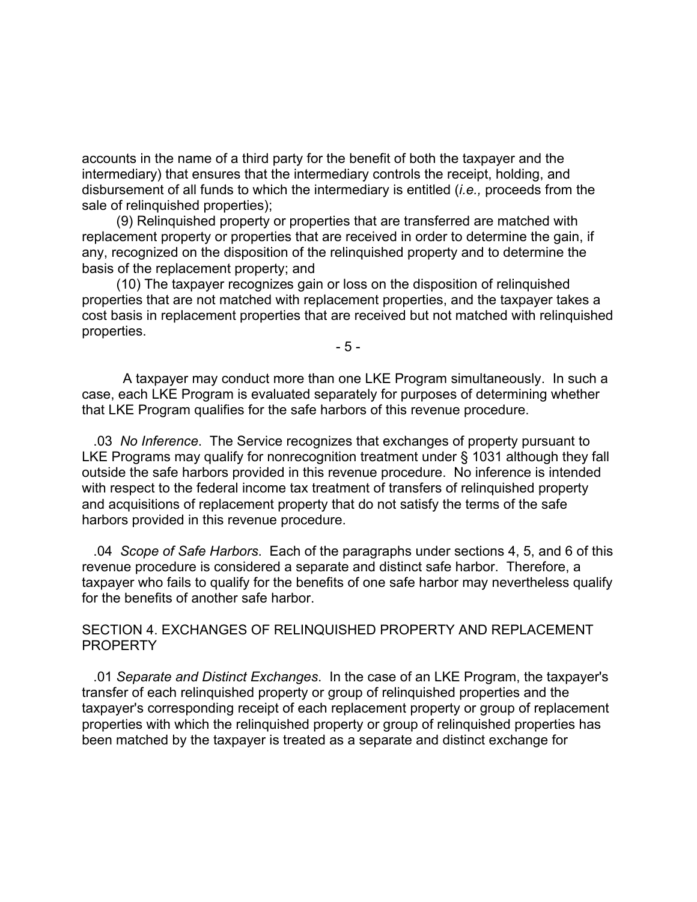accounts in the name of a third party for the benefit of both the taxpayer and the intermediary) that ensures that the intermediary controls the receipt, holding, and disbursement of all funds to which the intermediary is entitled (*i.e.,* proceeds from the sale of relinquished properties);

(9) Relinquished property or properties that are transferred are matched with replacement property or properties that are received in order to determine the gain, if any, recognized on the disposition of the relinquished property and to determine the basis of the replacement property; and

(10) The taxpayer recognizes gain or loss on the disposition of relinquished properties that are not matched with replacement properties, and the taxpayer takes a cost basis in replacement properties that are received but not matched with relinquished properties.

A taxpayer may conduct more than one LKE Program simultaneously. In such a case, each LKE Program is evaluated separately for purposes of determining whether that LKE Program qualifies for the safe harbors of this revenue procedure.

.03 *No Inference*. The Service recognizes that exchanges of property pursuant to LKE Programs may qualify for nonrecognition treatment under § 1031 although they fall outside the safe harbors provided in this revenue procedure. No inference is intended with respect to the federal income tax treatment of transfers of relinquished property and acquisitions of replacement property that do not satisfy the terms of the safe harbors provided in this revenue procedure.

.04 *Scope of Safe Harbors*. Each of the paragraphs under sections 4, 5, and 6 of this revenue procedure is considered a separate and distinct safe harbor. Therefore, a taxpayer who fails to qualify for the benefits of one safe harbor may nevertheless qualify for the benefits of another safe harbor.

## SECTION 4. EXCHANGES OF RELINQUISHED PROPERTY AND REPLACEMENT PROPERTY

.01 *Separate and Distinct Exchanges*. In the case of an LKE Program, the taxpayer's transfer of each relinquished property or group of relinquished properties and the taxpayer's corresponding receipt of each replacement property or group of replacement properties with which the relinquished property or group of relinquished properties has been matched by the taxpayer is treated as a separate and distinct exchange for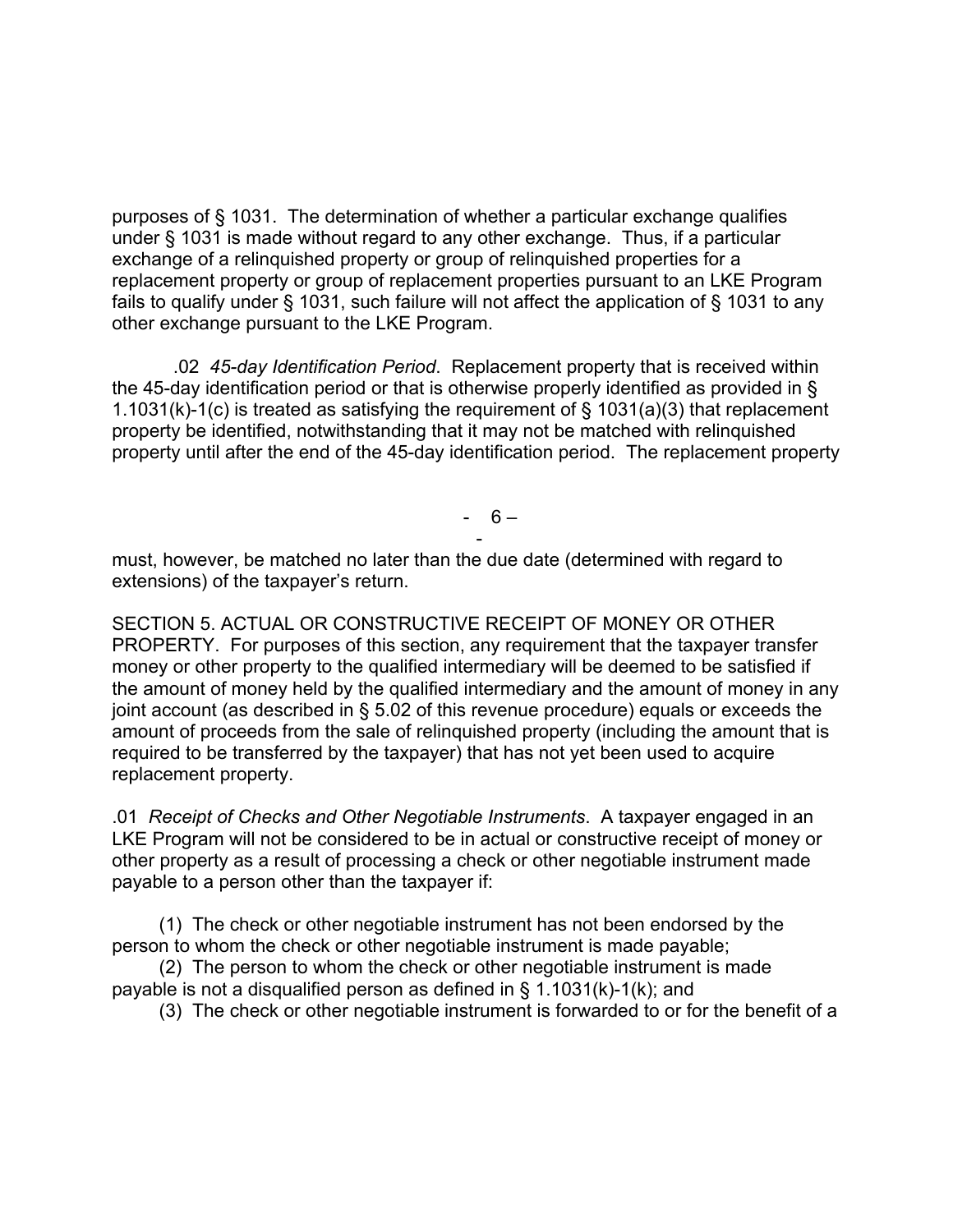purposes of § 1031. The determination of whether a particular exchange qualifies under § 1031 is made without regard to any other exchange. Thus, if a particular exchange of a relinquished property or group of relinquished properties for a replacement property or group of replacement properties pursuant to an LKE Program fails to qualify under § 1031, such failure will not affect the application of § 1031 to any other exchange pursuant to the LKE Program.

.02 *45-day Identification Period*. Replacement property that is received within the 45-day identification period or that is otherwise properly identified as provided in § 1.1031(k)-1(c) is treated as satisfying the requirement of § 1031(a)(3) that replacement property be identified, notwithstanding that it may not be matched with relinquished property until after the end of the 45-day identification period. The replacement property must, however, be matched no later than the due date (determined with regard to extensions) of the taxpayer's return.

SECTION 5. ACTUAL OR CONSTRUCTIVE RECEIPT OF MONEY OR OTHER PROPERTY. For purposes of this section, any requirement that the taxpayer transfer money or other property to the qualified intermediary will be deemed to be satisfied if the amount of money held by the qualified intermediary and the amount of money in any joint account (as described in § 5.02 of this revenue procedure) equals or exceeds the amount of proceeds from the sale of relinquished property (including the amount that is required to be transferred by the taxpayer) that has not yet been used to acquire replacement property.

.01 *Receipt of Checks and Other Negotiable Instruments*. A taxpayer engaged in an LKE Program will not be considered to be in actual or constructive receipt of money or other property as a result of processing a check or other negotiable instrument made payable to a person other than the taxpayer if:

(1) The check or other negotiable instrument has not been endorsed by the person to whom the check or other negotiable instrument is made payable;

(2) The person to whom the check or other negotiable instrument is made payable is not a disqualified person as defined in § 1.1031(k)-1(k); and

(3) The check or other negotiable instrument is forwarded to or for the benefit of a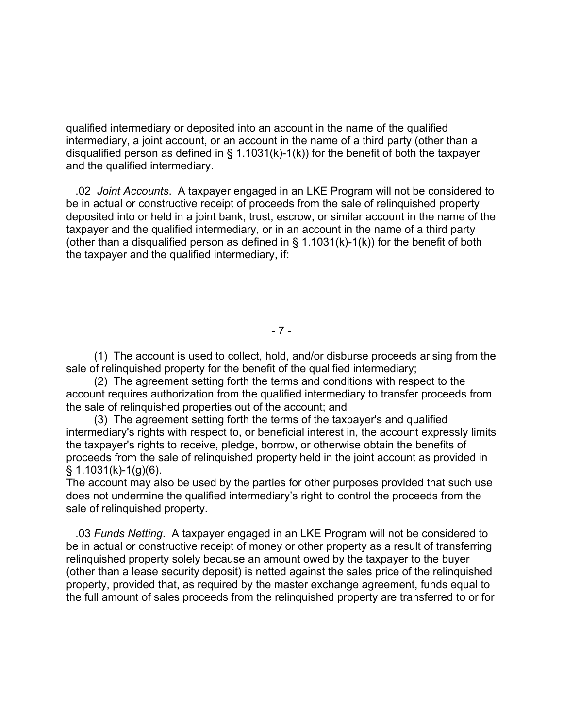qualified intermediary or deposited into an account in the name of the qualified intermediary, a joint account, or an account in the name of a third party (other than a disqualified person as defined in § 1.1031(k)-1(k)) for the benefit of both the taxpayer and the qualified intermediary.

.02 *Joint Accounts*. A taxpayer engaged in an LKE Program will not be considered to be in actual or constructive receipt of proceeds from the sale of relinquished property deposited into or held in a joint bank, trust, escrow, or similar account in the name of the taxpayer and the qualified intermediary, or in an account in the name of a third party (other than a disqualified person as defined in § 1.1031(k)-1(k)) for the benefit of both the taxpayer and the qualified intermediary, if:

(1) The account is used to collect, hold, and/or disburse proceeds arising from the sale of relinquished property for the benefit of the qualified intermediary;

(2) The agreement setting forth the terms and conditions with respect to the account requires authorization from the qualified intermediary to transfer proceeds from the sale of relinquished properties out of the account; and

(3) The agreement setting forth the terms of the taxpayer's and qualified intermediary's rights with respect to, or beneficial interest in, the account expressly limits the taxpayer's rights to receive, pledge, borrow, or otherwise obtain the benefits of proceeds from the sale of relinquished property held in the joint account as provided in § 1.1031(k)-1(g)(6).

The account may also be used by the parties for other purposes provided that such use does not undermine the qualified intermediary's right to control the proceeds from the sale of relinquished property.

.03 *Funds Netting*. A taxpayer engaged in an LKE Program will not be considered to be in actual or constructive receipt of money or other property as a result of transferring relinquished property solely because an amount owed by the taxpayer to the buyer (other than a lease security deposit) is netted against the sales price of the relinquished property, provided that, as required by the master exchange agreement, funds equal to the full amount of sales proceeds from the relinquished property are transferred to or for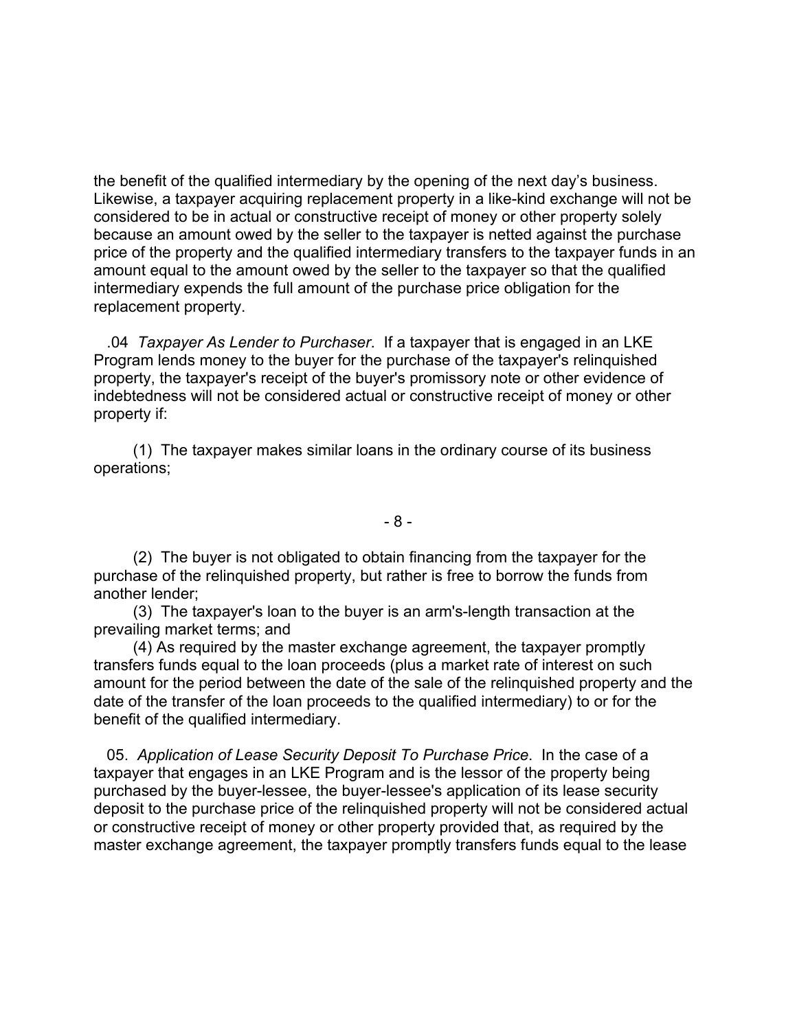the benefit of the qualified intermediary by the opening of the next day's business. Likewise, a taxpayer acquiring replacement property in a like-kind exchange will not be considered to be in actual or constructive receipt of money or other property solely because an amount owed by the seller to the taxpayer is netted against the purchase price of the property and the qualified intermediary transfers to the taxpayer funds in an amount equal to the amount owed by the seller to the taxpayer so that the qualified intermediary expends the full amount of the purchase price obligation for the replacement property.

.04 *Taxpayer As Lender to Purchaser*. If a taxpayer that is engaged in an LKE Program lends money to the buyer for the purchase of the taxpayer's relinquished property, the taxpayer's receipt of the buyer's promissory note or other evidence of indebtedness will not be considered actual or constructive receipt of money or other property if:

(1) The taxpayer makes similar loans in the ordinary course of its business operations;

(2) The buyer is not obligated to obtain financing from the taxpayer for the purchase of the relinquished property, but rather is free to borrow the funds from another lender;

(3) The taxpayer's loan to the buyer is an arm's-length transaction at the prevailing market terms; and

(4) As required by the master exchange agreement, the taxpayer promptly transfers funds equal to the loan proceeds (plus a market rate of interest on such amount for the period between the date of the sale of the relinquished property and the date of the transfer of the loan proceeds to the qualified intermediary) to or for the benefit of the qualified intermediary.

05. *Application of Lease Security Deposit To Purchase Price*. In the case of a taxpayer that engages in an LKE Program and is the lessor of the property being purchased by the buyer-lessee, the buyer-lessee's application of its lease security deposit to the purchase price of the relinquished property will not be considered actual or constructive receipt of money or other property provided that, as required by the master exchange agreement, the taxpayer promptly transfers funds equal to the lease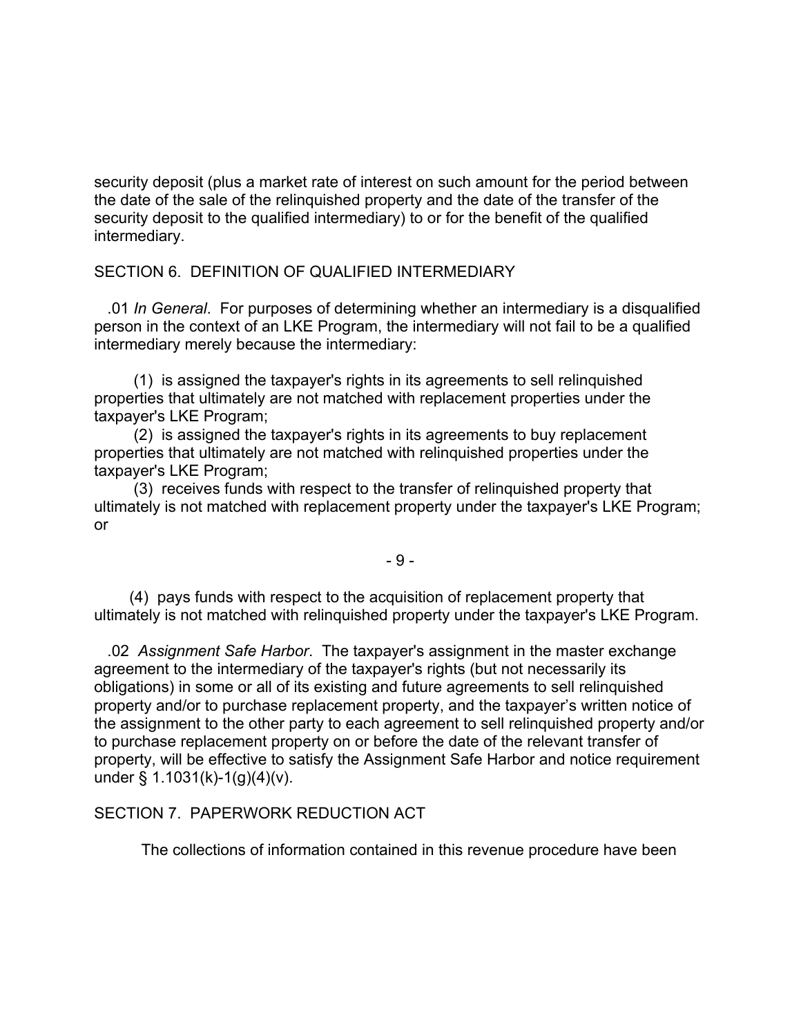security deposit (plus a market rate of interest on such amount for the period between the date of the sale of the relinquished property and the date of the transfer of the security deposit to the qualified intermediary) to or for the benefit of the qualified intermediary.

## SECTION 6. DEFINITION OF QUALIFIED INTERMEDIARY

.01 *In General*. For purposes of determining whether an intermediary is a disqualified person in the context of an LKE Program, the intermediary will not fail to be a qualified intermediary merely because the intermediary:

(1) is assigned the taxpayer's rights in its agreements to sell relinquished properties that ultimately are not matched with replacement properties under the taxpayer's LKE Program;

(2) is assigned the taxpayer's rights in its agreements to buy replacement properties that ultimately are not matched with relinquished properties under the taxpayer's LKE Program;

(3) receives funds with respect to the transfer of relinquished property that ultimately is not matched with replacement property under the taxpayer's LKE Program; or

(4) pays funds with respect to the acquisition of replacement property that ultimately is not matched with relinquished property under the taxpayer's LKE Program.

.02 *Assignment Safe Harbor*. The taxpayer's assignment in the master exchange agreement to the intermediary of the taxpayer's rights (but not necessarily its obligations) in some or all of its existing and future agreements to sell relinquished property and/or to purchase replacement property, and the taxpayer's written notice of the assignment to the other party to each agreement to sell relinquished property and/or to purchase replacement property on or before the date of the relevant transfer of property, will be effective to satisfy the Assignment Safe Harbor and notice requirement under § 1.1031(k)-1(g)(4)(v).

## SECTION 7. PAPERWORK REDUCTION ACT

The collections of information contained in this revenue procedure have been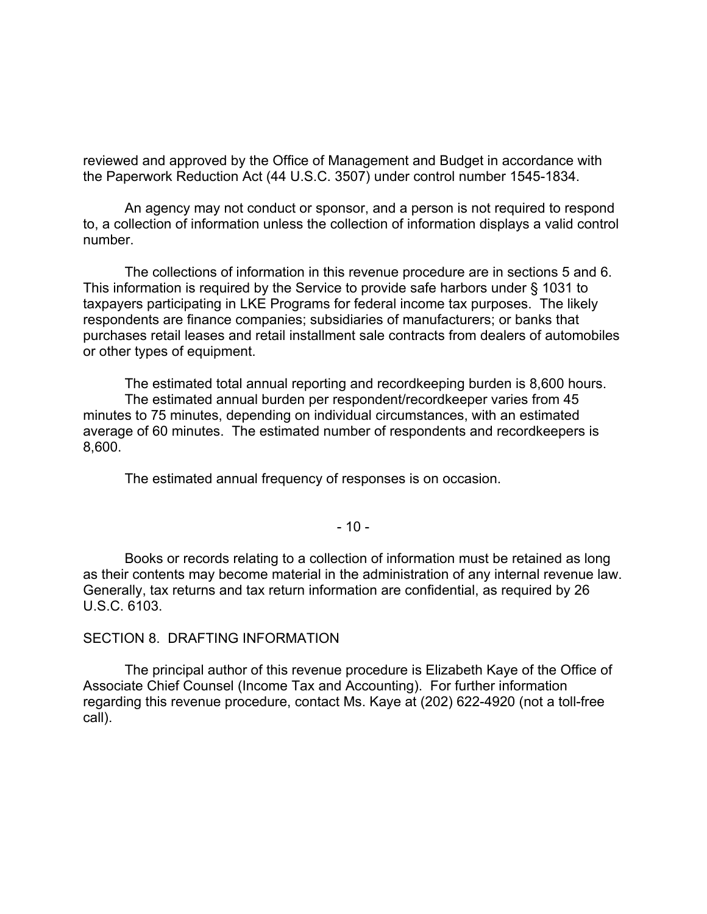reviewed and approved by the Office of Management and Budget in accordance with the Paperwork Reduction Act (44 U.S.C. 3507) under control number 1545-1834.

An agency may not conduct or sponsor, and a person is not required to respond to, a collection of information unless the collection of information displays a valid control number.

The collections of information in this revenue procedure are in sections 5 and 6. This information is required by the Service to provide safe harbors under § 1031 to taxpayers participating in LKE Programs for federal income tax purposes. The likely respondents are finance companies; subsidiaries of manufacturers; or banks that purchases retail leases and retail installment sale contracts from dealers of automobiles or other types of equipment.

The estimated total annual reporting and recordkeeping burden is 8,600 hours.

The estimated annual burden per respondent/recordkeeper varies from 45 minutes to 75 minutes, depending on individual circumstances, with an estimated average of 60 minutes. The estimated number of respondents and recordkeepers is 8,600.

The estimated annual frequency of responses is on occasion.

Books or records relating to a collection of information must be retained as long as their contents may become material in the administration of any internal revenue law. Generally, tax returns and tax return information are confidential, as required by 26 U.S.C. 6103.

## SECTION 8. DRAFTING INFORMATION

The principal author of this revenue procedure is Elizabeth Kaye of the Office of Associate Chief Counsel (Income Tax and Accounting). For further information regarding this revenue procedure, contact Ms. Kaye at (202) 622-4920 (not a toll-free call).